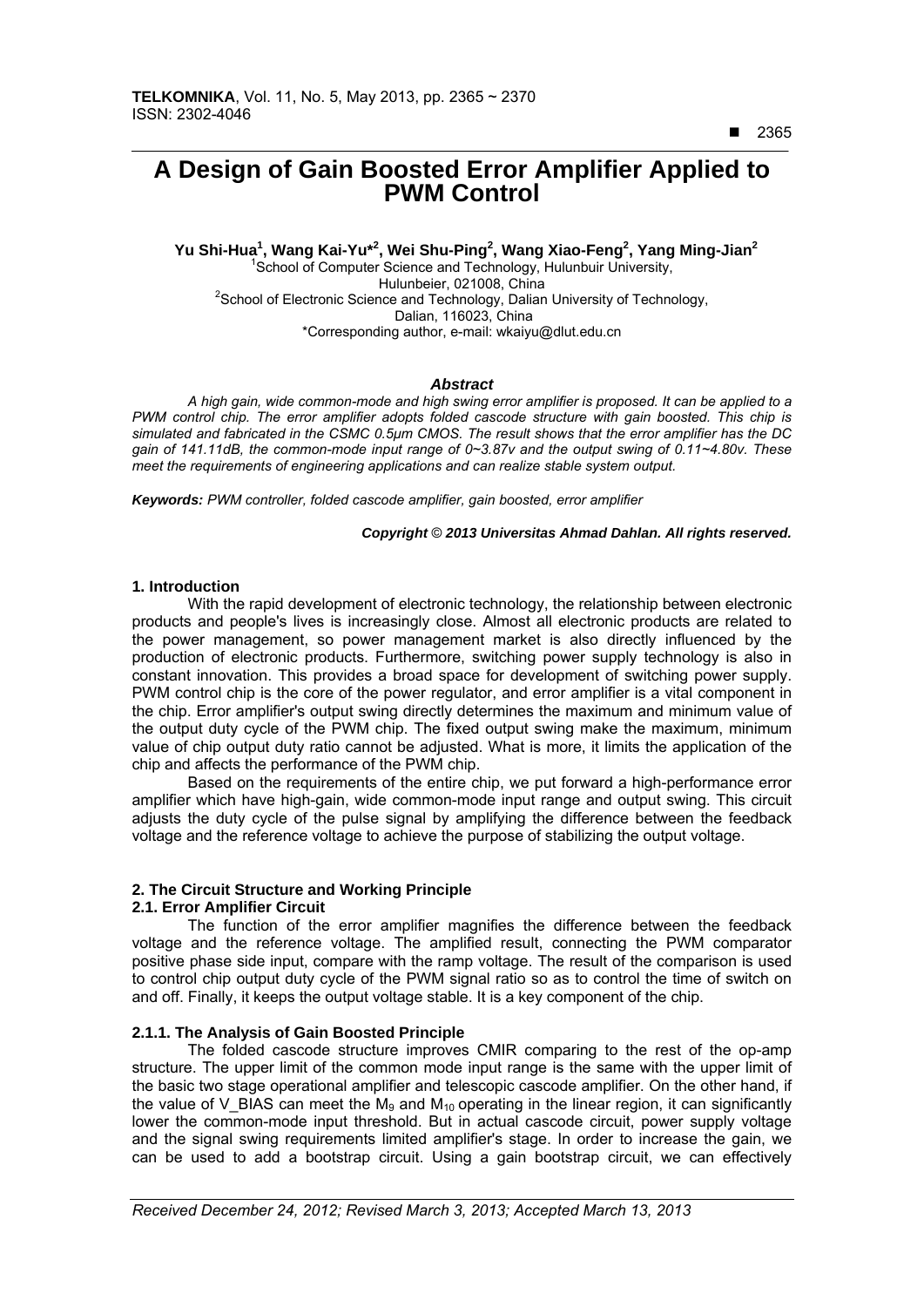# A Design of Gain Boosted Error Amplifier Applied to PWM Control

**Yu Shi-Hua[1], Wang Kai-Yu*[2], Wei Shu-Ping[2], Wang Xiao-Feng[2], Yang Ming-Jian[2]**

[1]School of Computer Science and Technology, Hulunbuir University, Hulunbeier, 021008, China
[2]School of Electronic Science and Technology, Dalian University of Technology, Dalian, 116023, China
*Corresponding author, e-mail: wkaiyu@dlut.edu.cn

### *Abstract*

*A high gain, wide common-mode and high swing error amplifier is proposed. It can be applied to a PWM control chip. The error amplifier adopts folded cascode structure with gain boosted. This chip is simulated and fabricated in the CSMC 0.5μm CMOS. The result shows that the error amplifier has the DC gain of 141.11dB, the common-mode input range of 0~3.87v and the output swing of 0.11~4.80v. These meet the requirements of engineering applications and can realize stable system output.*

***Keywords:*** *PWM controller, folded cascode amplifier, gain boosted, error amplifier*

***Copyright © 2013 Universitas Ahmad Dahlan. All rights reserved.***

## 1. Introduction

With the rapid development of electronic technology, the relationship between electronic products and people's lives is increasingly close. Almost all electronic products are related to the power management, so power management market is also directly influenced by the production of electronic products. Furthermore, switching power supply technology is also in constant innovation. This provides a broad space for development of switching power supply. PWM control chip is the core of the power regulator, and error amplifier is a vital component in the chip. Error amplifier's output swing directly determines the maximum and minimum value of the output duty cycle of the PWM chip. The fixed output swing make the maximum, minimum value of chip output duty ratio cannot be adjusted. What is more, it limits the application of the chip and affects the performance of the PWM chip.

Based on the requirements of the entire chip, we put forward a high-performance error amplifier which have high-gain, wide common-mode input range and output swing. This circuit adjusts the duty cycle of the pulse signal by amplifying the difference between the feedback voltage and the reference voltage to achieve the purpose of stabilizing the output voltage.

## 2. The Circuit Structure and Working Principle

### 2.1. Error Amplifier Circuit

The function of the error amplifier magnifies the difference between the feedback voltage and the reference voltage. The amplified result, connecting the PWM comparator positive phase side input, compare with the ramp voltage. The result of the comparison is used to control chip output duty cycle of the PWM signal ratio so as to control the time of switch on and off. Finally, it keeps the output voltage stable. It is a key component of the chip.

#### 2.1.1. The Analysis of Gain Boosted Principle

The folded cascode structure improves CMIR comparing to the rest of the op-amp structure. The upper limit of the common mode input range is the same with the upper limit of the basic two stage operational amplifier and telescopic cascode amplifier. On the other hand, if the value of V_BIAS can meet the $M_9$ and $M_{10}$ operating in the linear region, it can significantly lower the common-mode input threshold. But in actual cascode circuit, power supply voltage and the signal swing requirements limited amplifier's stage. In order to increase the gain, we can be used to add a bootstrap circuit. Using a gain bootstrap circuit, we can effectively

*Received December 24, 2012; Revised March 3, 2013; Accepted March 13, 2013*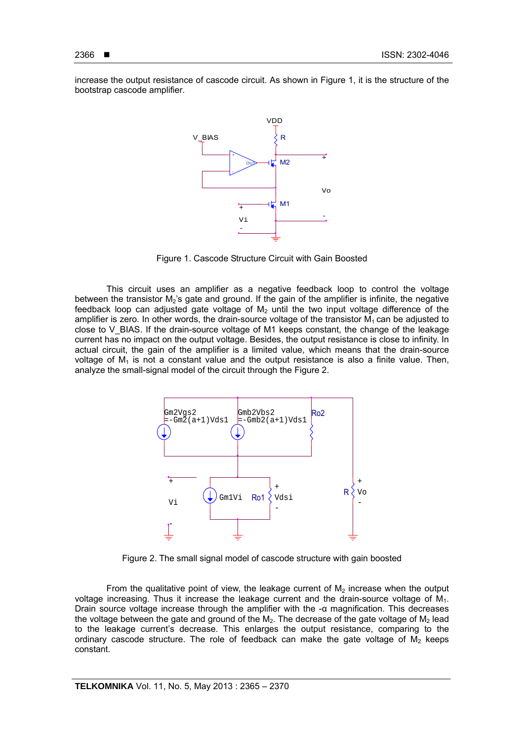increase the output resistance of cascode circuit. As shown in Figure 1, it is the structure of the bootstrap cascode amplifier.

Figure 1. Cascode Structure Circuit with Gain Boosted

This circuit uses an amplifier as a negative feedback loop to control the voltage between the transistor $M_2$'s gate and ground. If the gain of the amplifier is infinite, the negative feedback loop can adjusted gate voltage of $M_2$ until the two input voltage difference of the amplifier is zero. In other words, the drain-source voltage of the transistor $M_1$ can be adjusted to close to V_BIAS. If the drain-source voltage of M1 keeps constant, the change of the leakage current has no impact on the output voltage. Besides, the output resistance is close to infinity. In actual circuit, the gain of the amplifier is a limited value, which means that the drain-source voltage of $M_1$ is not a constant value and the output resistance is also a finite value. Then, analyze the small-signal model of the circuit through the Figure 2.

Figure 2. The small signal model of cascode structure with gain boosted

From the qualitative point of view, the leakage current of $M_2$ increase when the output voltage increasing. Thus it increase the leakage current and the drain-source voltage of $M_1$. Drain source voltage increase through the amplifier with the -α magnification. This decreases the voltage between the gate and ground of the $M_2$. The decrease of the gate voltage of $M_2$ lead to the leakage current's decrease. This enlarges the output resistance, comparing to the ordinary cascode structure. The role of feedback can make the gate voltage of $M_2$ keeps constant.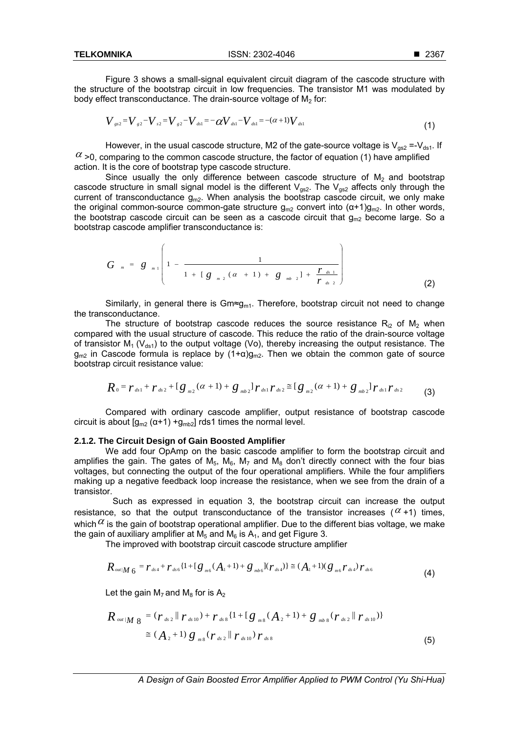Figure 3 shows a small-signal equivalent circuit diagram of the cascode structure with the structure of the bootstrap circuit in low frequencies. The transistor M1 was modulated by body effect transconductance. The drain-source voltage of $M_2$ for:

$$V_{gs2}=V_{g2}-V_{s2}=V_{g2}-V_{ds1}=-\alpha V_{ds1}-V_{ds1}=-(\alpha+1)V_{ds1} \tag{1}$$

However, in the usual cascode structure, M2 of the gate-source voltage is $V_{gs2}=-V_{ds1}$. If $\alpha>0$, comparing to the common cascode structure, the factor of equation (1) have amplified action. It is the core of bootstrap type cascode structure.

Since usually the only difference between cascode structure of $M_2$ and bootstrap cascode structure in small signal model is the different $V_{gs2}$. The $V_{gs2}$ affects only through the current of transconductance $g_{m2}$. When analysis the bootstrap cascode circuit, we only make the original common-source common-gate structure $g_{m2}$ convert into $(\alpha+1)g_{m2}$. In other words, the bootstrap cascode circuit can be seen as a cascode circuit that $g_{m2}$ become large. So a bootstrap cascode amplifier transconductance is:

$$G_m = g_{m1}\left(1-\frac{1}{1+[g_{m2}(\alpha+1)+g_{mb2}]+\frac{r_{ds1}}{r_{ds2}}}\right) \tag{2}$$

Similarly, in general there is $G_m \approx g_{m1}$. Therefore, bootstrap circuit not need to change the transconductance.

The structure of bootstrap cascode reduces the source resistance $R_{i2}$ of $M_2$ when compared with the usual structure of cascode. This reduce the ratio of the drain-source voltage of transistor $M_1$ ($V_{ds1}$) to the output voltage (Vo), thereby increasing the output resistance. The $g_{m2}$ in Cascode formula is replace by $(1+\alpha)g_{m2}$. Then we obtain the common gate of source bootstrap circuit resistance value:

$$R_0=r_{ds1}+r_{ds2}+[g_{m2}(\alpha+1)+g_{mb2}]r_{ds1}r_{ds2}\cong[g_{m2}(\alpha+1)+g_{mb2}]r_{ds1}r_{ds2} \tag{3}$$

Compared with ordinary cascode amplifier, output resistance of bootstrap cascode circuit is about $[g_{m2}(\alpha+1)+g_{mb2}]$ rds1 times the normal level.

#### 2.1.2. The Circuit Design of Gain Boosted Amplifier

We add four OpAmp on the basic cascode amplifier to form the bootstrap circuit and amplifies the gain. The gates of $M_5$, $M_6$, $M_7$ and $M_8$ don't directly connect with the four bias voltages, but connecting the output of the four operational amplifiers. While the four amplifiers making up a negative feedback loop increase the resistance, when we see from the drain of a transistor.

Such as expressed in equation 3, the bootstrap circuit can increase the output resistance, so that the output transconductance of the transistor increases ($\alpha$+1) times, which $\alpha$ is the gain of bootstrap operational amplifier. Due to the different bias voltage, we make the gain of auxiliary amplifier at $M_5$ and $M_6$ is $A_1$, and get Figure 3.

The improved with bootstrap circuit cascode structure amplifier

$$R_{out|M6}=r_{ds4}+r_{ds6}\{1+[g_{m6}(A_1+1)+g_{mb6}](r_{ds4})\}\cong(A_1+1)(g_{m6}r_{ds4})r_{ds6} \tag{4}$$

Let the gain $M_7$ and $M_8$ for is $A_2$

$$\begin{aligned}R_{out|M8}&=(r_{ds2}\parallel r_{ds10})+r_{ds8}\{1+[g_{m8}(A_2+1)+g_{mb8}(r_{ds2}\parallel r_{ds10})\}\\&\cong(A_2+1)g_{m8}(r_{ds2}\parallel r_{ds10})r_{ds8}\end{aligned} \tag{5}$$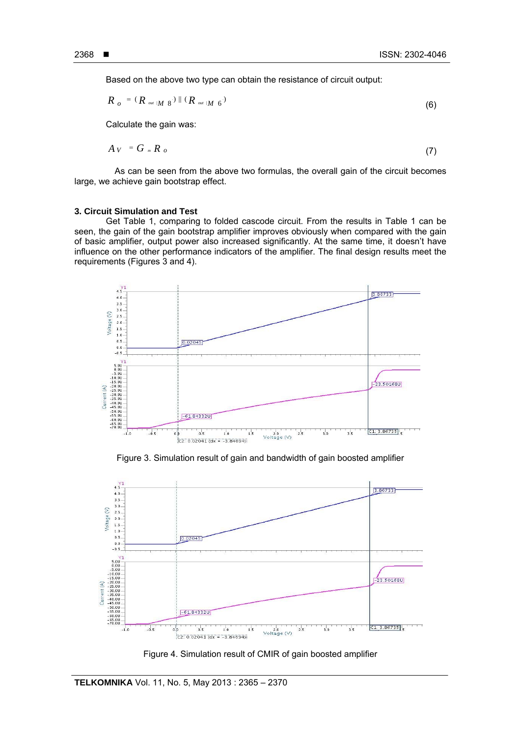Based on the above two type can obtain the resistance of circuit output:

$$R_o = (R_{out|M8}) \parallel (R_{out|M6}) \tag{6}$$

Calculate the gain was:

$$A_V = G_m R_o \tag{7}$$

As can be seen from the above two formulas, the overall gain of the circuit becomes large, we achieve gain bootstrap effect.

### 3. Circuit Simulation and Test

Get Table 1, comparing to folded cascode circuit. From the results in Table 1 can be seen, the gain of the gain bootstrap amplifier improves obviously when compared with the gain of basic amplifier, output power also increased significantly. At the same time, it doesn't have influence on the other performance indicators of the amplifier. The final design results meet the requirements (Figures 3 and 4).

Figure 3. Simulation result of gain and bandwidth of gain boosted amplifier

Figure 4. Simulation result of CMIR of gain boosted amplifier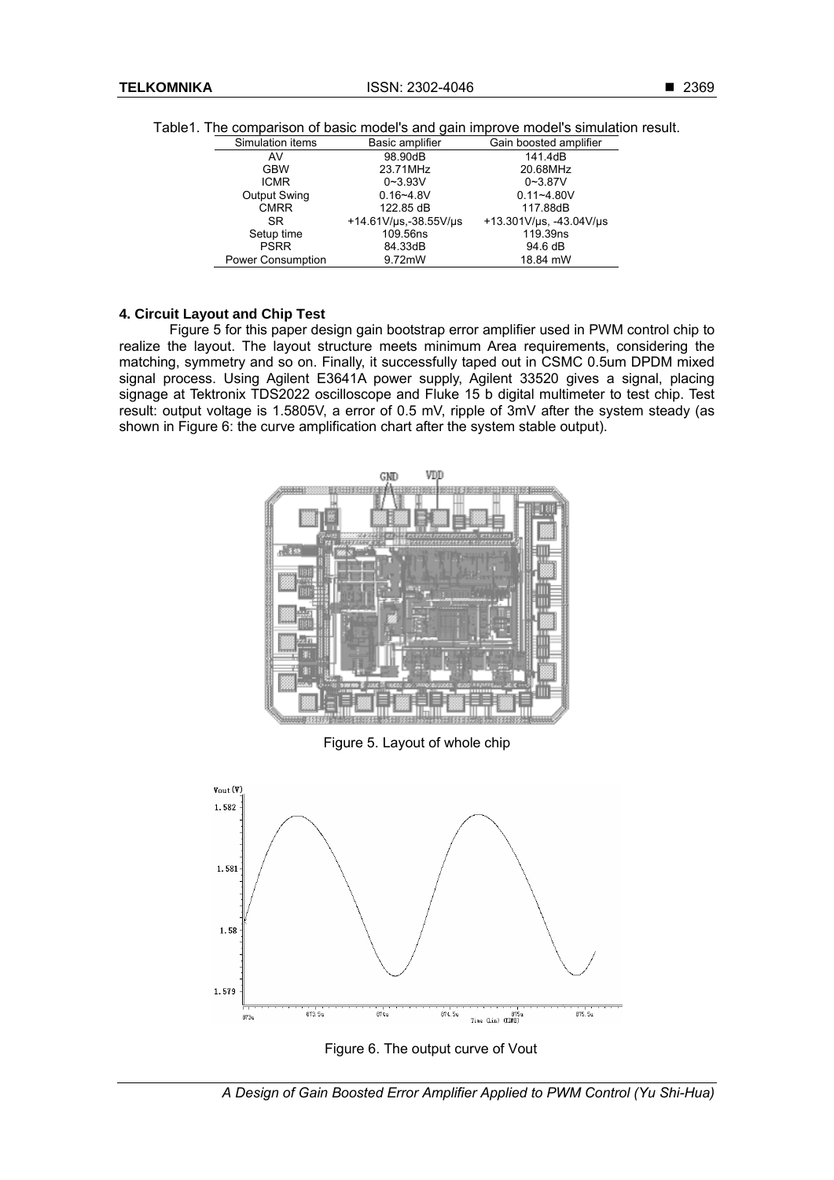Table1. The comparison of basic model's and gain improve model's simulation result.

| Simulation items | Basic amplifier | Gain boosted amplifier |
|---|---|---|
| AV | 98.90dB | 141.4dB |
| GBW | 23.71MHz | 20.68MHz |
| ICMR | 0~3.93V | 0~3.87V |
| Output Swing | 0.16~4.8V | 0.11~4.80V |
| CMRR | 122.85 dB | 117.88dB |
| SR | +14.61V/μs,-38.55V/μs | +13.301V/μs, -43.04V/μs |
| Setup time | 109.56ns | 119.39ns |
| PSRR | 84.33dB | 94.6 dB |
| Power Consumption | 9.72mW | 18.84 mW |

**4. Circuit Layout and Chip Test**

Figure 5 for this paper design gain bootstrap error amplifier used in PWM control chip to realize the layout. The layout structure meets minimum Area requirements, considering the matching, symmetry and so on. Finally, it successfully taped out in CSMC 0.5um DPDM mixed signal process. Using Agilent E3641A power supply, Agilent 33520 gives a signal, placing signage at Tektronix TDS2022 oscilloscope and Fluke 15 b digital multimeter to test chip. Test result: output voltage is 1.5805V, a error of 0.5 mV, ripple of 3mV after the system steady (as shown in Figure 6: the curve amplification chart after the system stable output).

Figure 5. Layout of whole chip

Figure 6. The output curve of Vout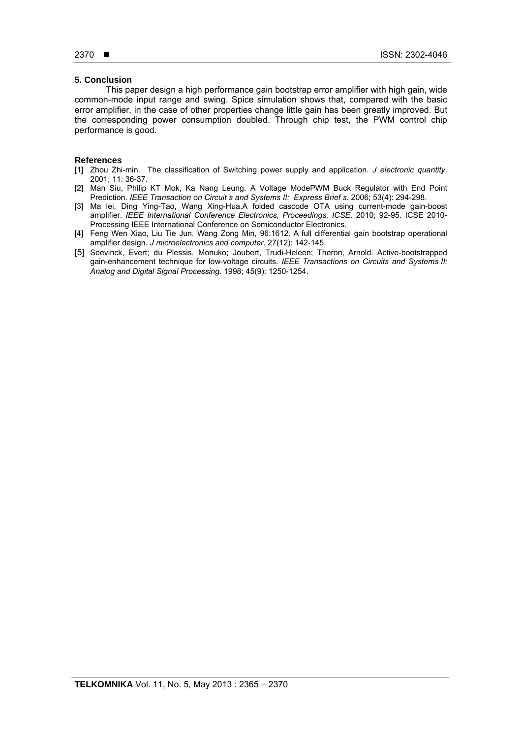## 5. Conclusion

This paper design a high performance gain bootstrap error amplifier with high gain, wide common-mode input range and swing. Spice simulation shows that, compared with the basic error amplifier, in the case of other properties change little gain has been greatly improved. But the corresponding power consumption doubled. Through chip test, the PWM control chip performance is good.

## References

[1] Zhou Zhi-min. The classification of Switching power supply and application. *J electronic quantity*. 2001; 11: 36-37.

[2] Man Siu, Philip KT Mok, Ka Nang Leung. A Voltage ModePWM Buck Regulator with End Point Prediction. *IEEE Transaction on Circuit s and Systems II: Express Brief s*. 2006; 53(4): 294-298.

[3] Ma lei, Ding Ying-Tao, Wang Xing-Hua.A folded cascode OTA using current-mode gain-boost amplifier. *IEEE International Conference Electronics, Proceedings, ICSE*. 2010; 92-95. ICSE 2010-Processing IEEE International Conference on Semiconductor Electronics.

[4] Feng Wen Xiao, Liu Tie Jun, Wang Zong Min, 96:1612. A full differential gain bootstrap operational amplifier design. *J microelectronics and computer*. 27(12): 142-145.

[5] Seevinck, Evert; du Plessis, Monuko; Joubert, Trudi-Heleen; Theron, Arnold. Active-bootstrapped gain-enhancement technique for low-voltage circuits. *IEEE Transactions on Circuits and Systems II: Analog and Digital Signal Processing*. 1998; 45(9): 1250-1254.